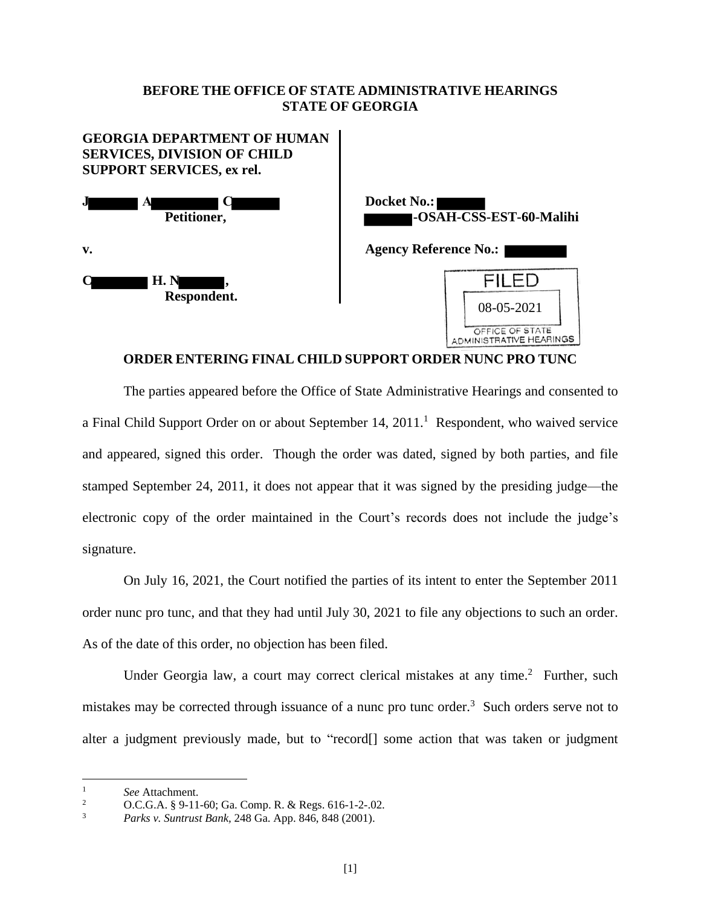**BEFORE THE OFFICE OF STATE ADMINISTRATIVE HEARINGS**
**STATE OF GEORGIA**

**GEORGIA DEPARTMENT OF HUMAN SERVICES, DIVISION OF CHILD SUPPORT SERVICES, ex rel.**

**J A C**
**Petitioner,**

**v.**

**C H. N,**
**Respondent.**

**Docket No.:**
**-OSAH-CSS-EST-60-Malihi**

**Agency Reference No.:**

FILED
08-05-2021
OFFICE OF STATE ADMINISTRATIVE HEARINGS

**ORDER ENTERING FINAL CHILD SUPPORT ORDER NUNC PRO TUNC**

The parties appeared before the Office of State Administrative Hearings and consented to a Final Child Support Order on or about September 14, 2011.[1] Respondent, who waived service and appeared, signed this order. Though the order was dated, signed by both parties, and file stamped September 24, 2011, it does not appear that it was signed by the presiding judge—the electronic copy of the order maintained in the Court's records does not include the judge's signature.

On July 16, 2021, the Court notified the parties of its intent to enter the September 2011 order nunc pro tunc, and that they had until July 30, 2021 to file any objections to such an order. As of the date of this order, no objection has been filed.

Under Georgia law, a court may correct clerical mistakes at any time.[2] Further, such mistakes may be corrected through issuance of a nunc pro tunc order.[3] Such orders serve not to alter a judgment previously made, but to "record[] some action that was taken or judgment

---

[1] *See* Attachment.

[2] O.C.G.A. § 9-11-60; Ga. Comp. R. & Regs. 616-1-2-.02.

[3] *Parks v. Suntrust Bank*, 248 Ga. App. 846, 848 (2001).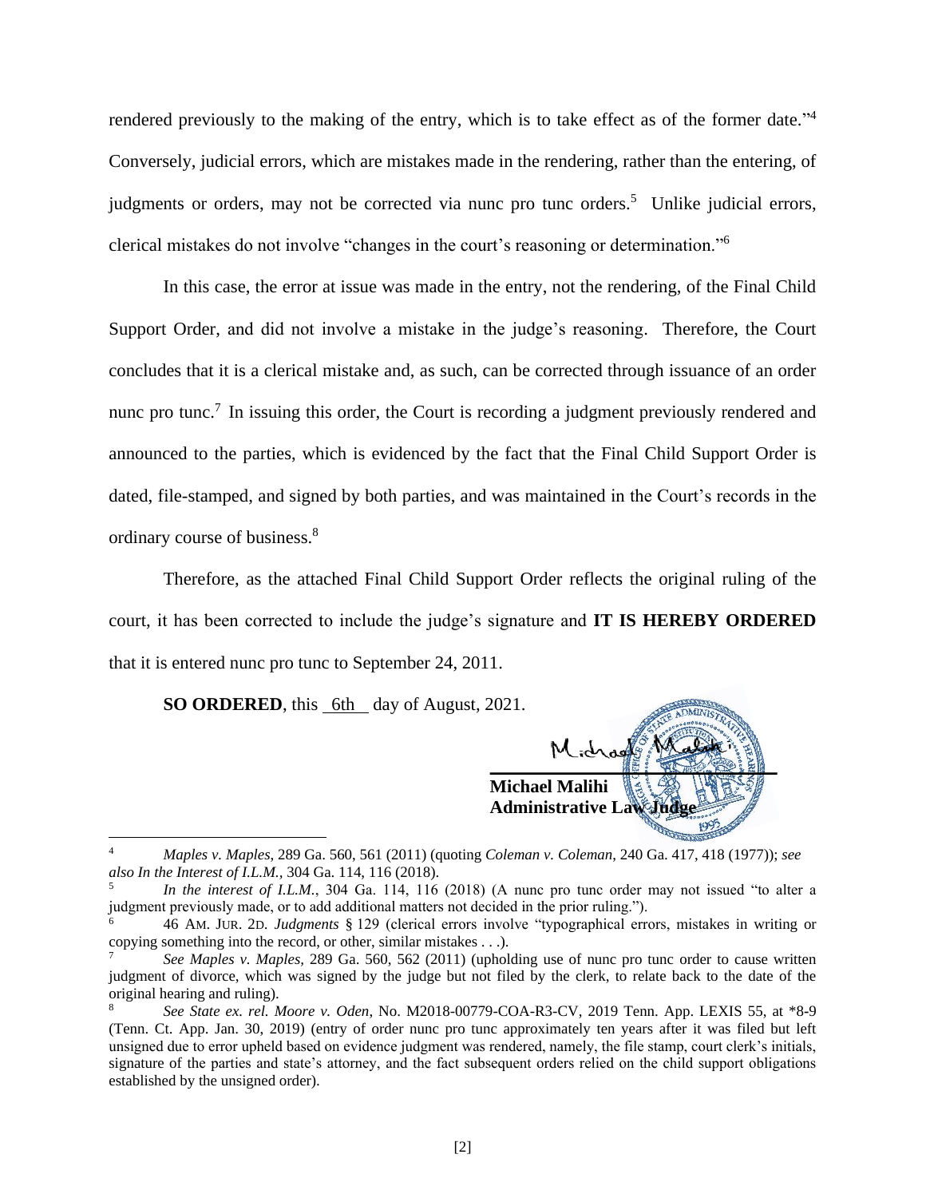rendered previously to the making of the entry, which is to take effect as of the former date."[4] Conversely, judicial errors, which are mistakes made in the rendering, rather than the entering, of judgments or orders, may not be corrected via nunc pro tunc orders.[5] Unlike judicial errors, clerical mistakes do not involve "changes in the court's reasoning or determination."[6]

In this case, the error at issue was made in the entry, not the rendering, of the Final Child Support Order, and did not involve a mistake in the judge's reasoning. Therefore, the Court concludes that it is a clerical mistake and, as such, can be corrected through issuance of an order nunc pro tunc.[7] In issuing this order, the Court is recording a judgment previously rendered and announced to the parties, which is evidenced by the fact that the Final Child Support Order is dated, file-stamped, and signed by both parties, and was maintained in the Court's records in the ordinary course of business.[8]

Therefore, as the attached Final Child Support Order reflects the original ruling of the court, it has been corrected to include the judge's signature and **IT IS HEREBY ORDERED** that it is entered nunc pro tunc to September 24, 2011.

**SO ORDERED**, this 6th day of August, 2021.

**Michael Malihi**
**Administrative Law Judge**

---

[4] *Maples v. Maples*, 289 Ga. 560, 561 (2011) (quoting *Coleman v. Coleman*, 240 Ga. 417, 418 (1977)); *see also In the Interest of I.L.M.*, 304 Ga. 114, 116 (2018).

[5] *In the interest of I.L.M.*, 304 Ga. 114, 116 (2018) (A nunc pro tunc order may not issued "to alter a judgment previously made, or to add additional matters not decided in the prior ruling.").

[6] 46 AM. JUR. 2D. *Judgments* § 129 (clerical errors involve "typographical errors, mistakes in writing or copying something into the record, or other, similar mistakes . . .).

[7] *See Maples v. Maples*, 289 Ga. 560, 562 (2011) (upholding use of nunc pro tunc order to cause written judgment of divorce, which was signed by the judge but not filed by the clerk, to relate back to the date of the original hearing and ruling).

[8] *See State ex. rel. Moore v. Oden*, No. M2018-00779-COA-R3-CV, 2019 Tenn. App. LEXIS 55, at *8-9 (Tenn. Ct. App. Jan. 30, 2019) (entry of order nunc pro tunc approximately ten years after it was filed but left unsigned due to error upheld based on evidence judgment was rendered, namely, the file stamp, court clerk's initials, signature of the parties and state's attorney, and the fact subsequent orders relied on the child support obligations established by the unsigned order).